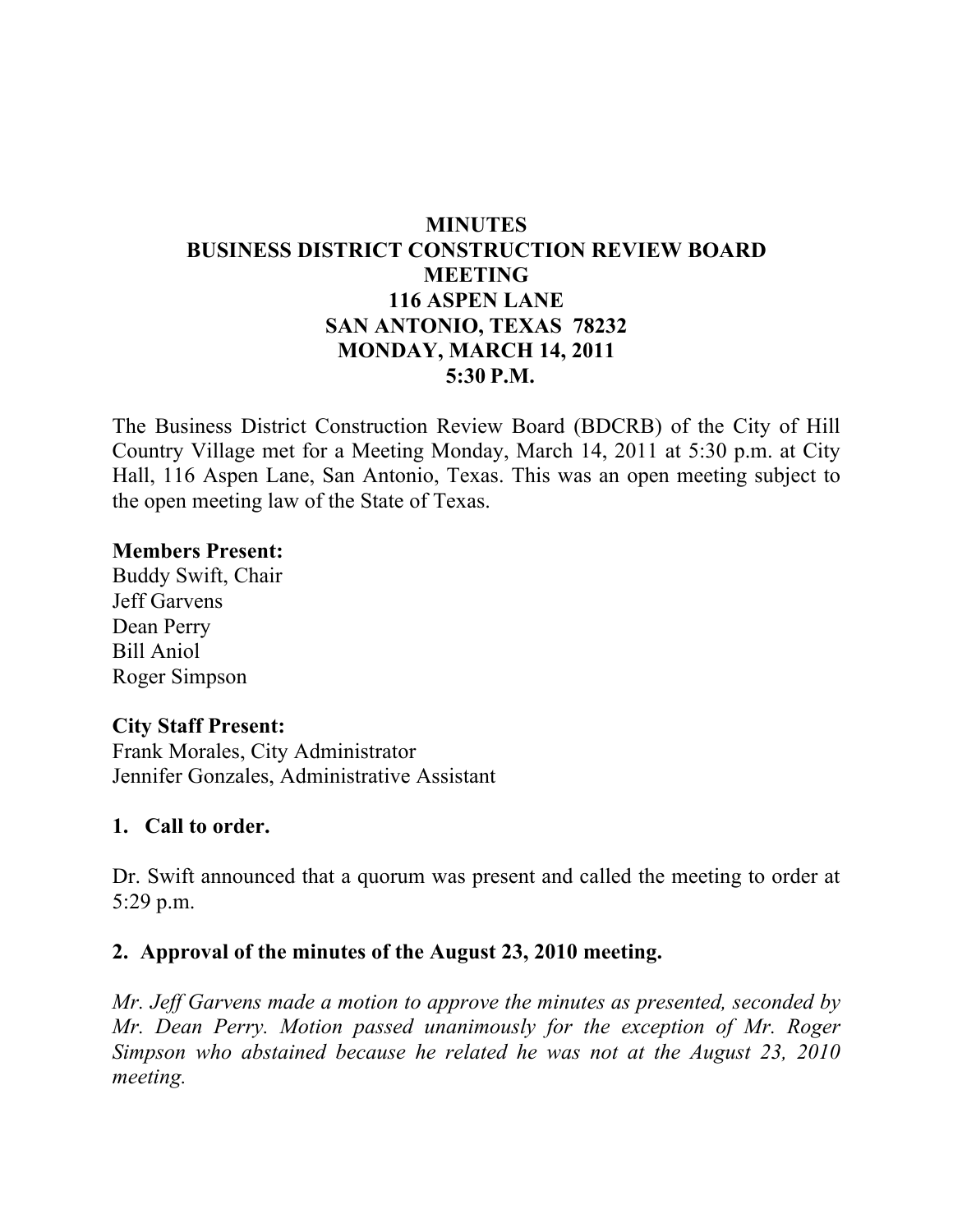# MINUTES
# BUSINESS DISTRICT CONSTRUCTION REVIEW BOARD
# MEETING
# 116 ASPEN LANE
# SAN ANTONIO, TEXAS 78232
# MONDAY, MARCH 14, 2011
# 5:30 P.M.

The Business District Construction Review Board (BDCRB) of the City of Hill Country Village met for a Meeting Monday, March 14, 2011 at 5:30 p.m. at City Hall, 116 Aspen Lane, San Antonio, Texas. This was an open meeting subject to the open meeting law of the State of Texas.

**Members Present:**
Buddy Swift, Chair
Jeff Garvens
Dean Perry
Bill Aniol
Roger Simpson

**City Staff Present:**
Frank Morales, City Administrator
Jennifer Gonzales, Administrative Assistant

## 1. Call to order.

Dr. Swift announced that a quorum was present and called the meeting to order at 5:29 p.m.

## 2. Approval of the minutes of the August 23, 2010 meeting.

*Mr. Jeff Garvens made a motion to approve the minutes as presented, seconded by Mr. Dean Perry. Motion passed unanimously for the exception of Mr. Roger Simpson who abstained because he related he was not at the August 23, 2010 meeting.*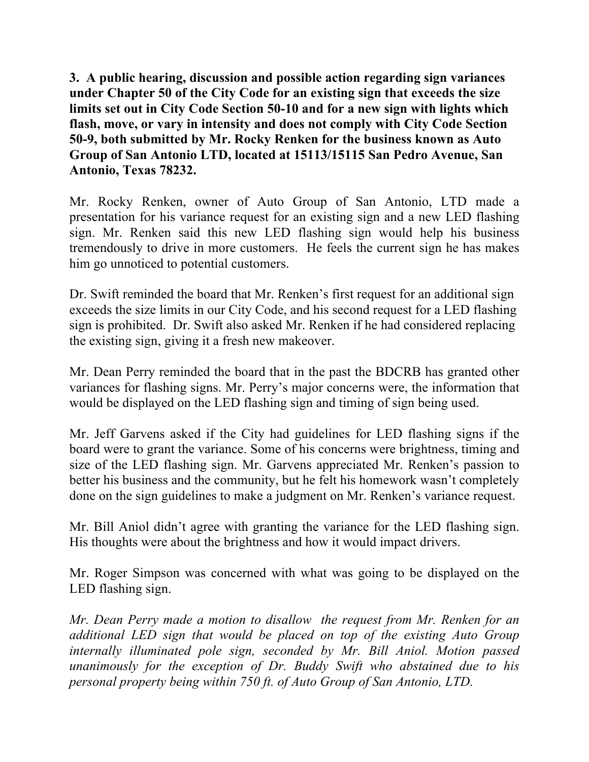**3. A public hearing, discussion and possible action regarding sign variances under Chapter 50 of the City Code for an existing sign that exceeds the size limits set out in City Code Section 50-10 and for a new sign with lights which flash, move, or vary in intensity and does not comply with City Code Section 50-9, both submitted by Mr. Rocky Renken for the business known as Auto Group of San Antonio LTD, located at 15113/15115 San Pedro Avenue, San Antonio, Texas 78232.**

Mr. Rocky Renken, owner of Auto Group of San Antonio, LTD made a presentation for his variance request for an existing sign and a new LED flashing sign. Mr. Renken said this new LED flashing sign would help his business tremendously to drive in more customers. He feels the current sign he has makes him go unnoticed to potential customers.

Dr. Swift reminded the board that Mr. Renken's first request for an additional sign exceeds the size limits in our City Code, and his second request for a LED flashing sign is prohibited. Dr. Swift also asked Mr. Renken if he had considered replacing the existing sign, giving it a fresh new makeover.

Mr. Dean Perry reminded the board that in the past the BDCRB has granted other variances for flashing signs. Mr. Perry's major concerns were, the information that would be displayed on the LED flashing sign and timing of sign being used.

Mr. Jeff Garvens asked if the City had guidelines for LED flashing signs if the board were to grant the variance. Some of his concerns were brightness, timing and size of the LED flashing sign. Mr. Garvens appreciated Mr. Renken's passion to better his business and the community, but he felt his homework wasn't completely done on the sign guidelines to make a judgment on Mr. Renken's variance request.

Mr. Bill Aniol didn't agree with granting the variance for the LED flashing sign. His thoughts were about the brightness and how it would impact drivers.

Mr. Roger Simpson was concerned with what was going to be displayed on the LED flashing sign.

*Mr. Dean Perry made a motion to disallow the request from Mr. Renken for an additional LED sign that would be placed on top of the existing Auto Group internally illuminated pole sign, seconded by Mr. Bill Aniol. Motion passed unanimously for the exception of Dr. Buddy Swift who abstained due to his personal property being within 750 ft. of Auto Group of San Antonio, LTD.*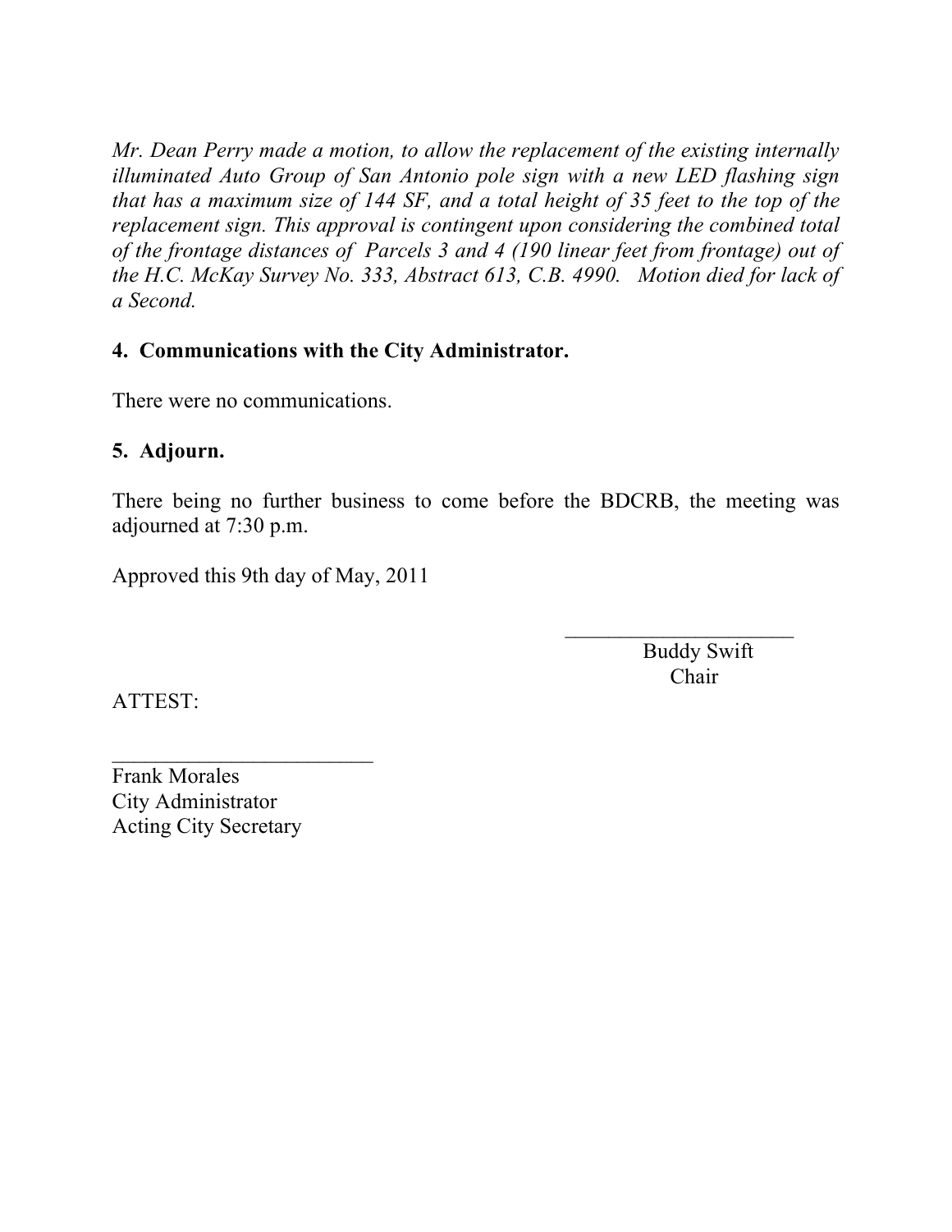*Mr. Dean Perry made a motion, to allow the replacement of the existing internally illuminated Auto Group of San Antonio pole sign with a new LED flashing sign that has a maximum size of 144 SF, and a total height of 35 feet to the top of the replacement sign. This approval is contingent upon considering the combined total of the frontage distances of Parcels 3 and 4 (190 linear feet from frontage) out of the H.C. McKay Survey No. 333, Abstract 613, C.B. 4990. Motion died for lack of a Second.*

**4. Communications with the City Administrator.**

There were no communications.

**5. Adjourn.**

There being no further business to come before the BDCRB, the meeting was adjourned at 7:30 p.m.

Approved this 9th day of May, 2011

\_\_\_\_\_\_\_\_\_\_\_\_\_\_\_\_\_\_\_\_\_\_
Buddy Swift
Chair

ATTEST:

\_\_\_\_\_\_\_\_\_\_\_\_\_\_\_\_\_\_\_\_\_\_\_\_\_
Frank Morales
City Administrator
Acting City Secretary